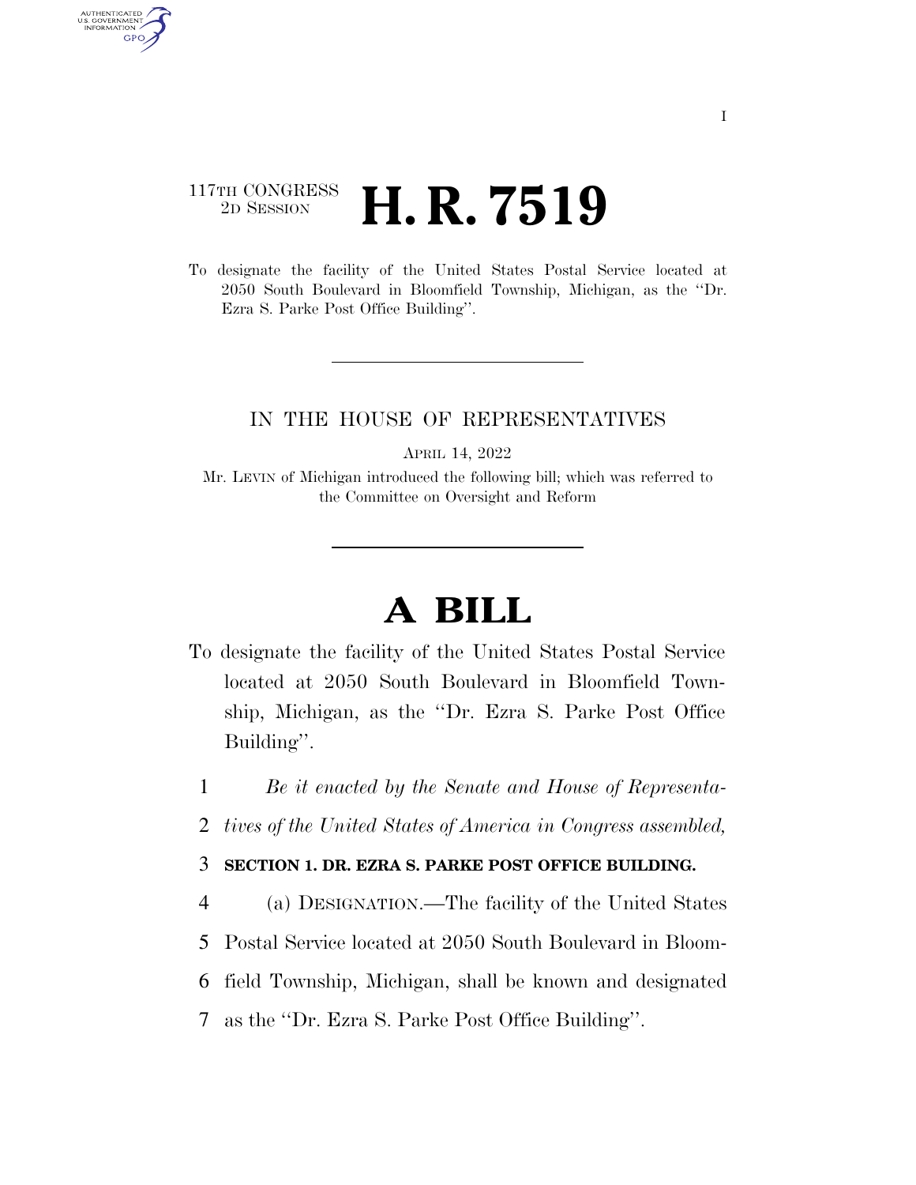117TH CONGRESS
2D SESSION

# H. R. 7519

To designate the facility of the United States Postal Service located at 2050 South Boulevard in Bloomfield Township, Michigan, as the "Dr. Ezra S. Parke Post Office Building".

---

IN THE HOUSE OF REPRESENTATIVES

APRIL 14, 2022

Mr. LEVIN of Michigan introduced the following bill; which was referred to the Committee on Oversight and Reform

---

# A BILL

To designate the facility of the United States Postal Service located at 2050 South Boulevard in Bloomfield Township, Michigan, as the "Dr. Ezra S. Parke Post Office Building".

1 *Be it enacted by the Senate and House of Representa-*
2 *tives of the United States of America in Congress assembled,*

3 **SECTION 1. DR. EZRA S. PARKE POST OFFICE BUILDING.**

4 (a) DESIGNATION.—The facility of the United States
5 Postal Service located at 2050 South Boulevard in Bloom-
6 field Township, Michigan, shall be known and designated
7 as the "Dr. Ezra S. Parke Post Office Building".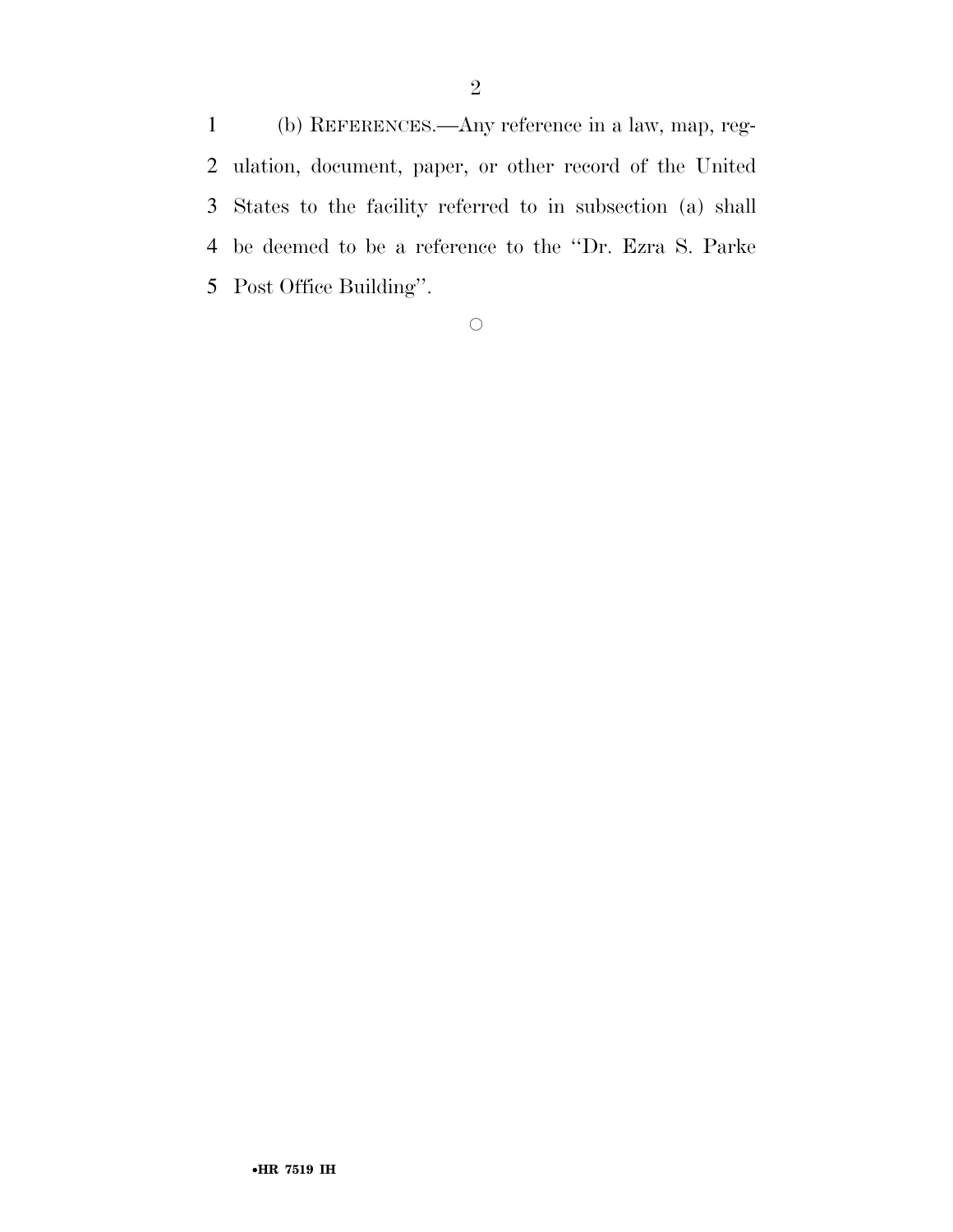(b) REFERENCES.—Any reference in a law, map, regulation, document, paper, or other record of the United States to the facility referred to in subsection (a) shall be deemed to be a reference to the ''Dr. Ezra S. Parke Post Office Building''.

○